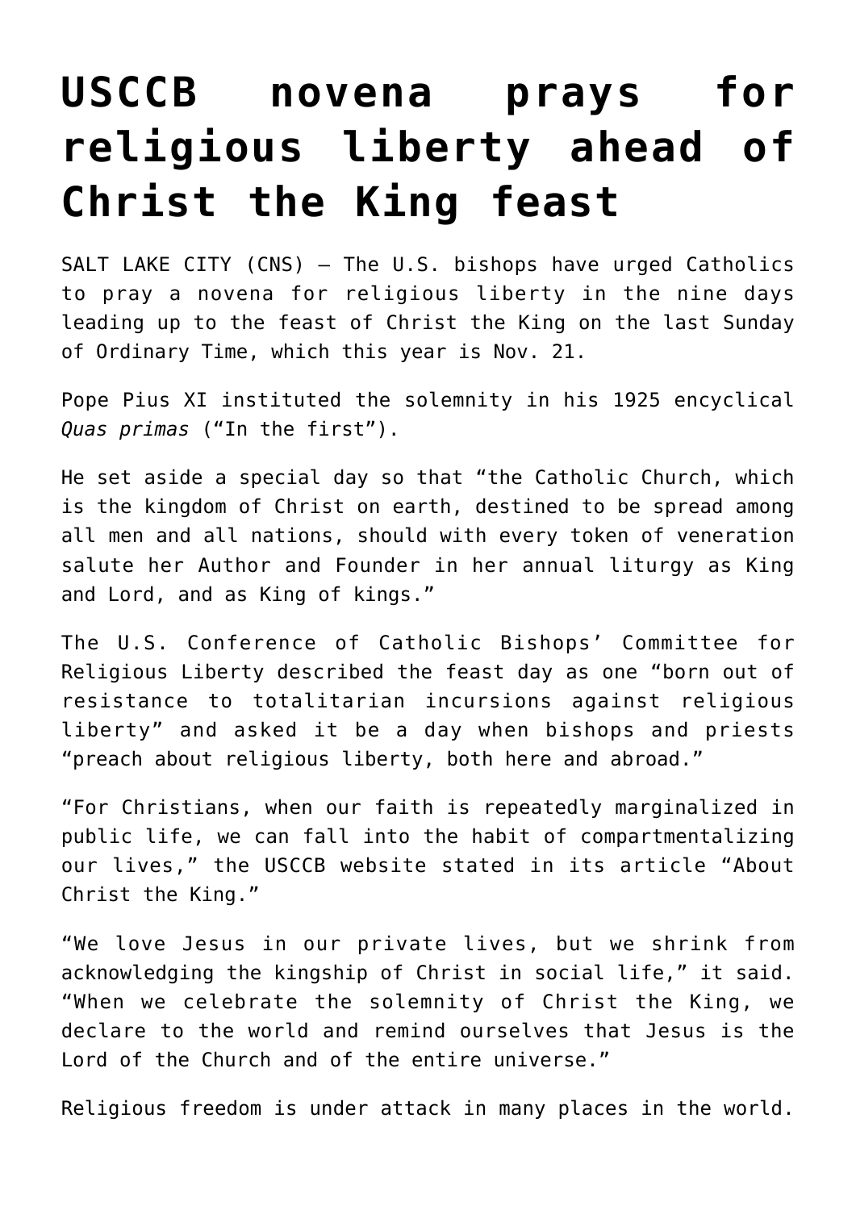# USCCB novena prays for religious liberty ahead of Christ the King feast

SALT LAKE CITY (CNS) — The U.S. bishops have urged Catholics to pray a novena for religious liberty in the nine days leading up to the feast of Christ the King on the last Sunday of Ordinary Time, which this year is Nov. 21.

Pope Pius XI instituted the solemnity in his 1925 encyclical *Quas primas* ("In the first").

He set aside a special day so that "the Catholic Church, which is the kingdom of Christ on earth, destined to be spread among all men and all nations, should with every token of veneration salute her Author and Founder in her annual liturgy as King and Lord, and as King of kings."

The U.S. Conference of Catholic Bishops' Committee for Religious Liberty described the feast day as one "born out of resistance to totalitarian incursions against religious liberty" and asked it be a day when bishops and priests "preach about religious liberty, both here and abroad."

"For Christians, when our faith is repeatedly marginalized in public life, we can fall into the habit of compartmentalizing our lives," the USCCB website stated in its article "About Christ the King."

"We love Jesus in our private lives, but we shrink from acknowledging the kingship of Christ in social life," it said. "When we celebrate the solemnity of Christ the King, we declare to the world and remind ourselves that Jesus is the Lord of the Church and of the entire universe."

Religious freedom is under attack in many places in the world.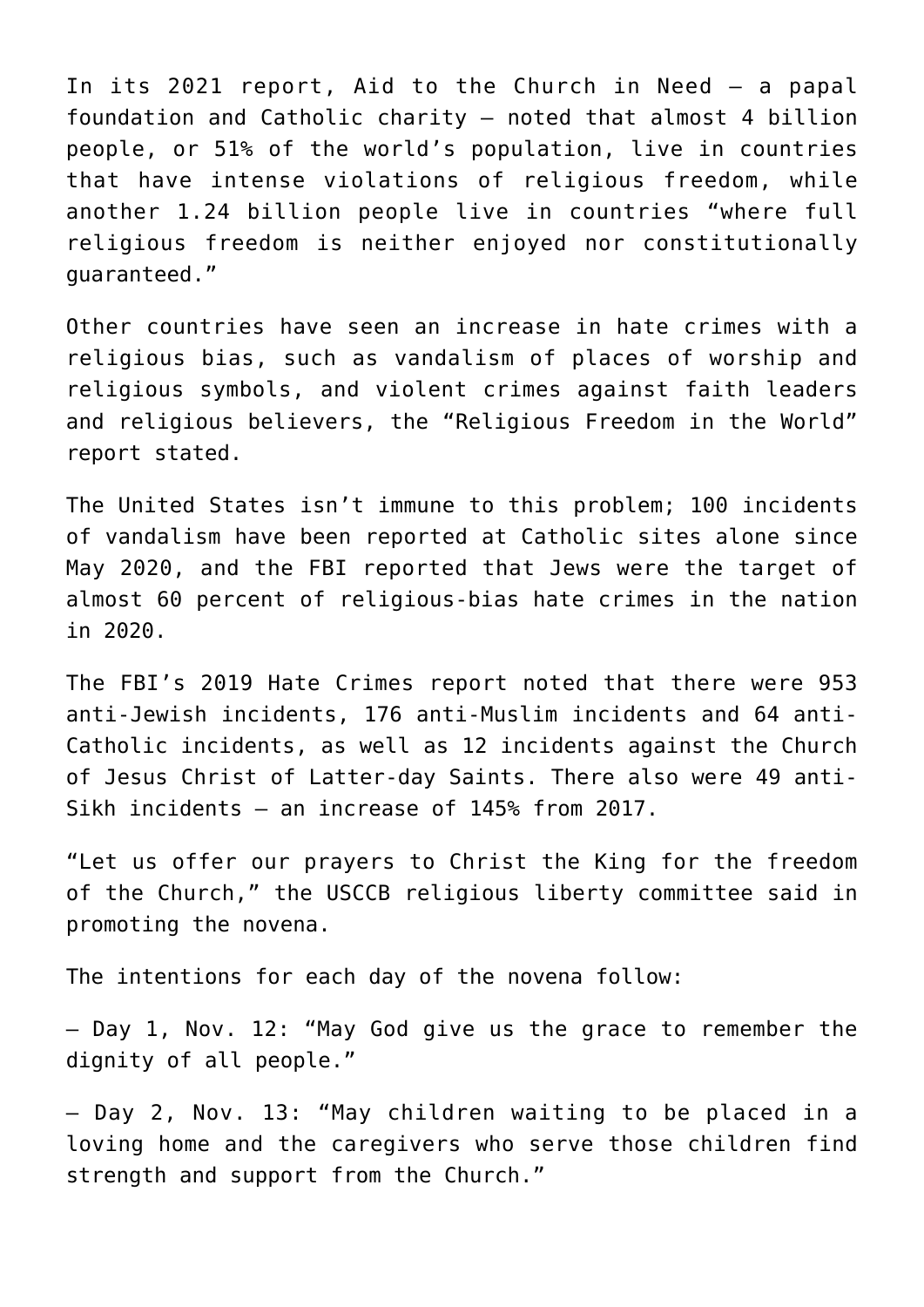In its 2021 report, Aid to the Church in Need – a papal foundation and Catholic charity – noted that almost 4 billion people, or 51% of the world's population, live in countries that have intense violations of religious freedom, while another 1.24 billion people live in countries "where full religious freedom is neither enjoyed nor constitutionally guaranteed."

Other countries have seen an increase in hate crimes with a religious bias, such as vandalism of places of worship and religious symbols, and violent crimes against faith leaders and religious believers, the "Religious Freedom in the World" report stated.

The United States isn't immune to this problem; 100 incidents of vandalism have been reported at Catholic sites alone since May 2020, and the FBI reported that Jews were the target of almost 60 percent of religious-bias hate crimes in the nation in 2020.

The FBI's 2019 Hate Crimes report noted that there were 953 anti-Jewish incidents, 176 anti-Muslim incidents and 64 anti-Catholic incidents, as well as 12 incidents against the Church of Jesus Christ of Latter-day Saints. There also were 49 anti-Sikh incidents – an increase of 145% from 2017.

"Let us offer our prayers to Christ the King for the freedom of the Church," the USCCB religious liberty committee said in promoting the novena.

The intentions for each day of the novena follow:

– Day 1, Nov. 12: "May God give us the grace to remember the dignity of all people."

– Day 2, Nov. 13: "May children waiting to be placed in a loving home and the caregivers who serve those children find strength and support from the Church."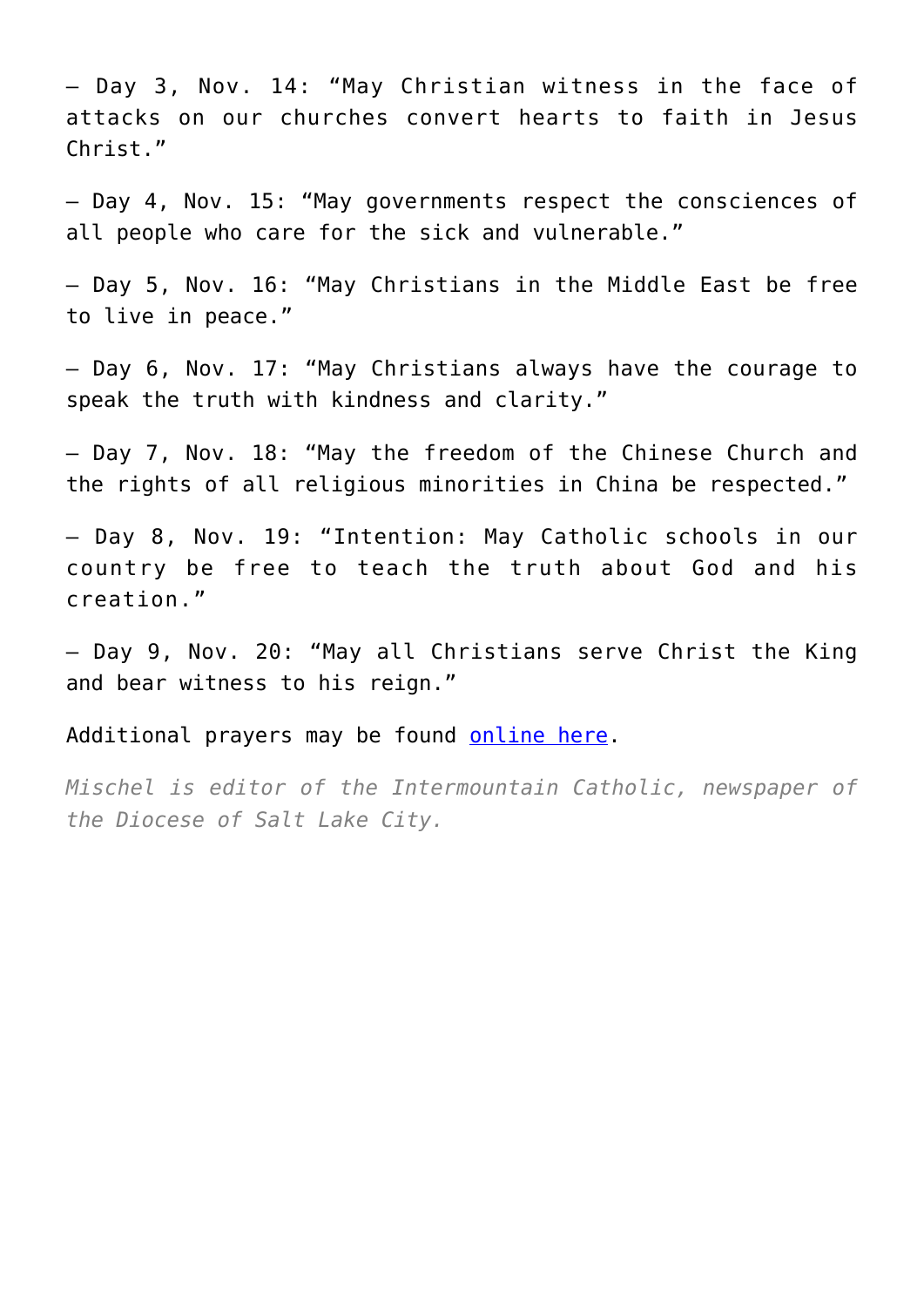– Day 3, Nov. 14: "May Christian witness in the face of attacks on our churches convert hearts to faith in Jesus Christ."

– Day 4, Nov. 15: "May governments respect the consciences of all people who care for the sick and vulnerable."

– Day 5, Nov. 16: "May Christians in the Middle East be free to live in peace."

– Day 6, Nov. 17: "May Christians always have the courage to speak the truth with kindness and clarity."

– Day 7, Nov. 18: "May the freedom of the Chinese Church and the rights of all religious minorities in China be respected."

– Day 8, Nov. 19: "Intention: May Catholic schools in our country be free to teach the truth about God and his creation."

– Day 9, Nov. 20: "May all Christians serve Christ the King and bear witness to his reign."

Additional prayers may be found online here.

*Mischel is editor of the Intermountain Catholic, newspaper of the Diocese of Salt Lake City.*